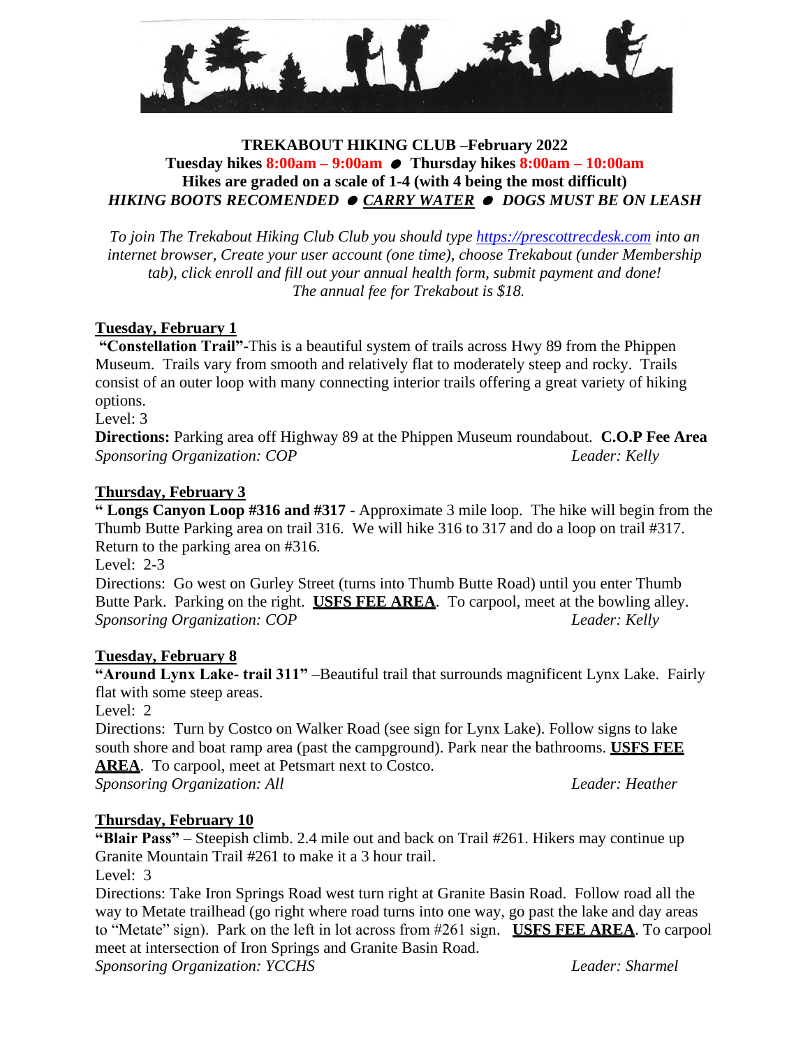**TREKABOUT HIKING CLUB –February 2022**
**Tuesday hikes 8:00am – 9:00am ● Thursday hikes 8:00am – 10:00am**
**Hikes are graded on a scale of 1-4 (with 4 being the most difficult)**
***HIKING BOOTS RECOMENDED ● CARRY WATER ● DOGS MUST BE ON LEASH***

*To join The Trekabout Hiking Club Club you should type https://prescottrecdesk.com into an internet browser, Create your user account (one time), choose Trekabout (under Membership tab), click enroll and fill out your annual health form, submit payment and done! The annual fee for Trekabout is $18.*

**Tuesday, February 1**

**"Constellation Trail"-**This is a beautiful system of trails across Hwy 89 from the Phippen Museum. Trails vary from smooth and relatively flat to moderately steep and rocky. Trails consist of an outer loop with many connecting interior trails offering a great variety of hiking options.

Level: 3

**Directions:** Parking area off Highway 89 at the Phippen Museum roundabout. **C.O.P Fee Area**

*Sponsoring Organization: COP* *Leader: Kelly*

**Thursday, February 3**

**" Longs Canyon Loop #316 and #317** - Approximate 3 mile loop. The hike will begin from the Thumb Butte Parking area on trail 316. We will hike 316 to 317 and do a loop on trail #317. Return to the parking area on #316.

Level: 2-3

Directions: Go west on Gurley Street (turns into Thumb Butte Road) until you enter Thumb Butte Park. Parking on the right. **USFS FEE AREA**. To carpool, meet at the bowling alley.

*Sponsoring Organization: COP* *Leader: Kelly*

**Tuesday, February 8**

**"Around Lynx Lake- trail 311"** –Beautiful trail that surrounds magnificent Lynx Lake. Fairly flat with some steep areas.

Level: 2

Directions: Turn by Costco on Walker Road (see sign for Lynx Lake). Follow signs to lake south shore and boat ramp area (past the campground). Park near the bathrooms. **USFS FEE AREA**. To carpool, meet at Petsmart next to Costco.

*Sponsoring Organization: All* *Leader: Heather*

**Thursday, February 10**

**"Blair Pass"** – Steepish climb. 2.4 mile out and back on Trail #261. Hikers may continue up Granite Mountain Trail #261 to make it a 3 hour trail.

Level: 3

Directions: Take Iron Springs Road west turn right at Granite Basin Road. Follow road all the way to Metate trailhead (go right where road turns into one way, go past the lake and day areas to "Metate" sign). Park on the left in lot across from #261 sign. **USFS FEE AREA**. To carpool meet at intersection of Iron Springs and Granite Basin Road.

*Sponsoring Organization: YCCHS* *Leader: Sharmel*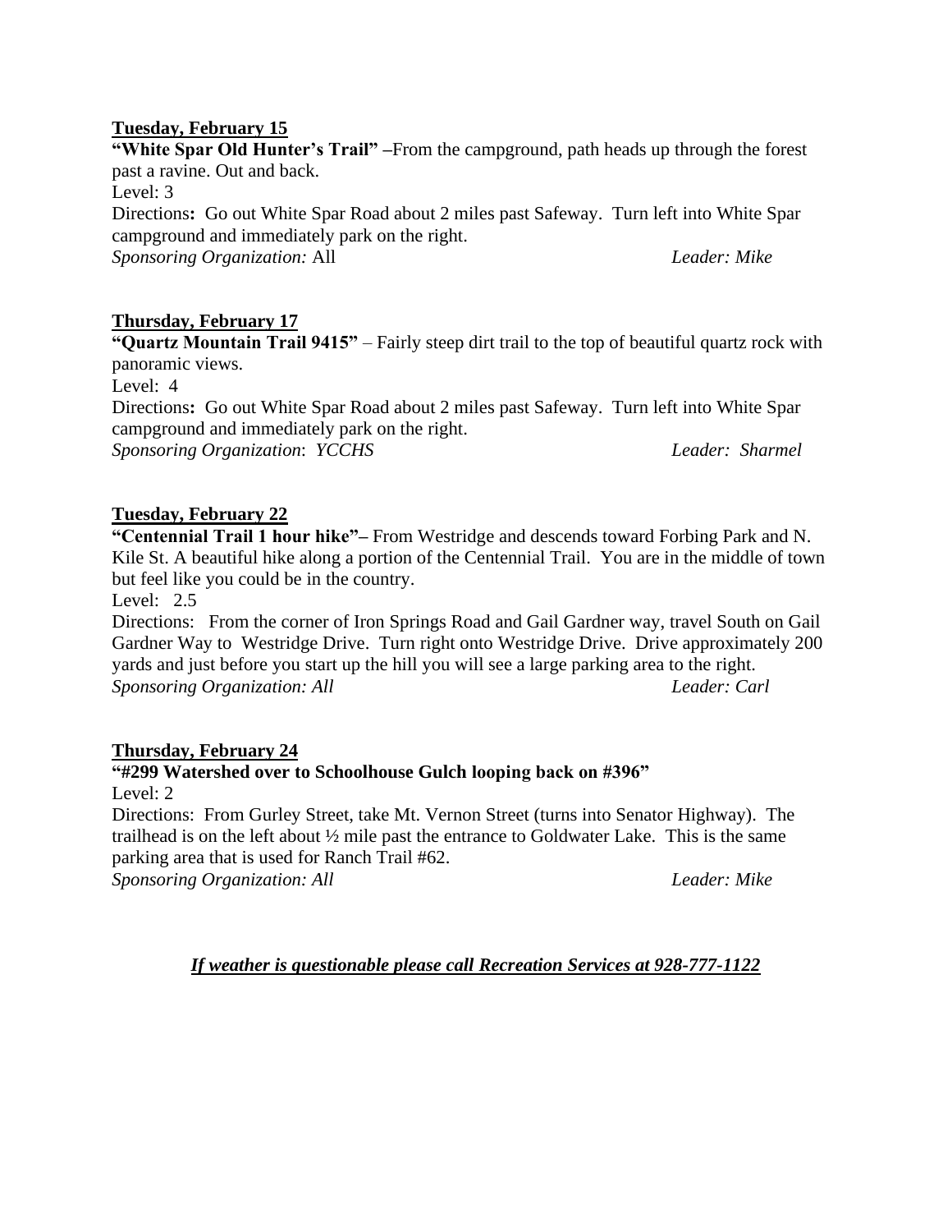**Tuesday, February 15**

**"White Spar Old Hunter's Trail" –**From the campground, path heads up through the forest past a ravine. Out and back.

Level: 3

Directions**:** Go out White Spar Road about 2 miles past Safeway. Turn left into White Spar campground and immediately park on the right.

*Sponsoring Organization:* All *Leader: Mike*

**Thursday, February 17**

**"Quartz Mountain Trail 9415"** – Fairly steep dirt trail to the top of beautiful quartz rock with panoramic views.

Level: 4

Directions**:** Go out White Spar Road about 2 miles past Safeway. Turn left into White Spar campground and immediately park on the right.

*Sponsoring Organization*: *YCCHS* *Leader: Sharmel*

**Tuesday, February 22**

**"Centennial Trail 1 hour hike"–** From Westridge and descends toward Forbing Park and N. Kile St. A beautiful hike along a portion of the Centennial Trail. You are in the middle of town but feel like you could be in the country.

Level: 2.5

Directions: From the corner of Iron Springs Road and Gail Gardner way, travel South on Gail Gardner Way to Westridge Drive. Turn right onto Westridge Drive. Drive approximately 200 yards and just before you start up the hill you will see a large parking area to the right.

*Sponsoring Organization: All* *Leader: Carl*

**Thursday, February 24**

**"#299 Watershed over to Schoolhouse Gulch looping back on #396"**

Level: 2

Directions: From Gurley Street, take Mt. Vernon Street (turns into Senator Highway). The trailhead is on the left about ½ mile past the entrance to Goldwater Lake. This is the same parking area that is used for Ranch Trail #62.

*Sponsoring Organization: All* *Leader: Mike*

***If weather is questionable please call Recreation Services at 928-777-1122***